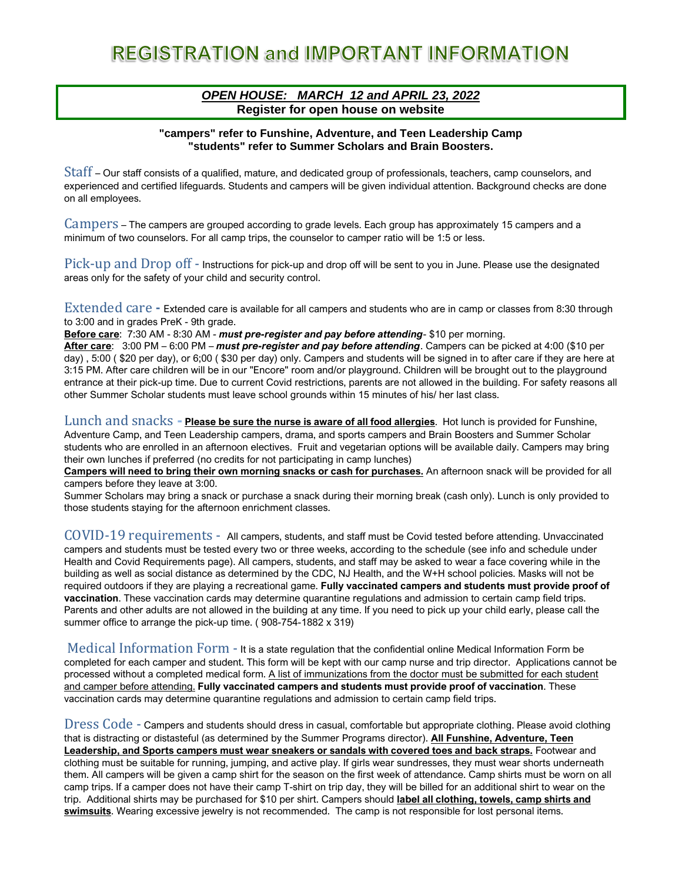# REGISTRATION and IMPORTANT INFORMATION

***OPEN HOUSE: MARCH 12 and APRIL 23, 2022***
**Register for open house on website**

**"campers" refer to Funshine, Adventure, and Teen Leadership Camp**
**"students" refer to Summer Scholars and Brain Boosters.**

Staff – Our staff consists of a qualified, mature, and dedicated group of professionals, teachers, camp counselors, and experienced and certified lifeguards. Students and campers will be given individual attention. Background checks are done on all employees.

Campers – The campers are grouped according to grade levels. Each group has approximately 15 campers and a minimum of two counselors. For all camp trips, the counselor to camper ratio will be 1:5 or less.

Pick-up and Drop off - Instructions for pick-up and drop off will be sent to you in June. Please use the designated areas only for the safety of your child and security control.

Extended care - Extended care is available for all campers and students who are in camp or classes from 8:30 through to 3:00 and in grades PreK - 9th grade.

**Before care**: 7:30 AM - 8:30 AM - ***must pre-register and pay before attending***- $10 per morning.

**After care**: 3:00 PM – 6:00 PM – ***must pre-register and pay before attending***. Campers can be picked at 4:00 ($10 per day) , 5:00 ( $20 per day), or 6;00 ( $30 per day) only. Campers and students will be signed in to after care if they are here at 3:15 PM. After care children will be in our "Encore" room and/or playground. Children will be brought out to the playground entrance at their pick-up time. Due to current Covid restrictions, parents are not allowed in the building. For safety reasons all other Summer Scholar students must leave school grounds within 15 minutes of his/ her last class.

Lunch and snacks - **Please be sure the nurse is aware of all food allergies**. Hot lunch is provided for Funshine, Adventure Camp, and Teen Leadership campers, drama, and sports campers and Brain Boosters and Summer Scholar students who are enrolled in an afternoon electives. Fruit and vegetarian options will be available daily. Campers may bring their own lunches if preferred (no credits for not participating in camp lunches)

**Campers will need to bring their own morning snacks or cash for purchases.** An afternoon snack will be provided for all campers before they leave at 3:00.

Summer Scholars may bring a snack or purchase a snack during their morning break (cash only). Lunch is only provided to those students staying for the afternoon enrichment classes.

COVID-19 requirements - All campers, students, and staff must be Covid tested before attending. Unvaccinated campers and students must be tested every two or three weeks, according to the schedule (see info and schedule under Health and Covid Requirements page). All campers, students, and staff may be asked to wear a face covering while in the building as well as social distance as determined by the CDC, NJ Health, and the W+H school policies. Masks will not be required outdoors if they are playing a recreational game. **Fully vaccinated campers and students must provide proof of vaccination**. These vaccination cards may determine quarantine regulations and admission to certain camp field trips. Parents and other adults are not allowed in the building at any time. If you need to pick up your child early, please call the summer office to arrange the pick-up time. ( 908-754-1882 x 319)

Medical Information Form - It is a state regulation that the confidential online Medical Information Form be completed for each camper and student. This form will be kept with our camp nurse and trip director. Applications cannot be processed without a completed medical form. A list of immunizations from the doctor must be submitted for each student and camper before attending. **Fully vaccinated campers and students must provide proof of vaccination**. These vaccination cards may determine quarantine regulations and admission to certain camp field trips.

Dress Code - Campers and students should dress in casual, comfortable but appropriate clothing. Please avoid clothing that is distracting or distasteful (as determined by the Summer Programs director). **All Funshine, Adventure, Teen Leadership, and Sports campers must wear sneakers or sandals with covered toes and back straps.** Footwear and clothing must be suitable for running, jumping, and active play. If girls wear sundresses, they must wear shorts underneath them. All campers will be given a camp shirt for the season on the first week of attendance. Camp shirts must be worn on all camp trips. If a camper does not have their camp T-shirt on trip day, they will be billed for an additional shirt to wear on the trip. Additional shirts may be purchased for $10 per shirt. Campers should **label all clothing, towels, camp shirts and swimsuits**. Wearing excessive jewelry is not recommended. The camp is not responsible for lost personal items.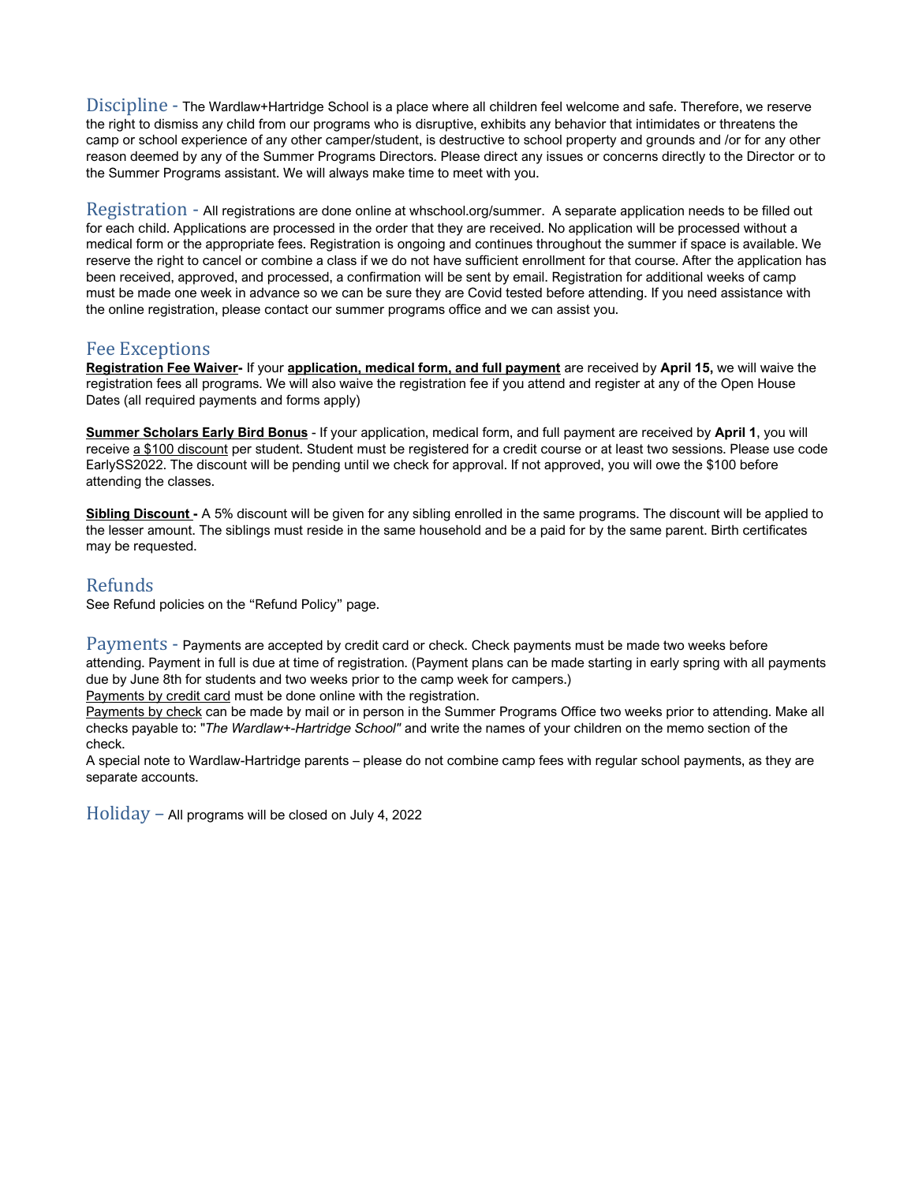## Discipline -

The Wardlaw+Hartridge School is a place where all children feel welcome and safe. Therefore, we reserve the right to dismiss any child from our programs who is disruptive, exhibits any behavior that intimidates or threatens the camp or school experience of any other camper/student, is destructive to school property and grounds and /or for any other reason deemed by any of the Summer Programs Directors. Please direct any issues or concerns directly to the Director or to the Summer Programs assistant. We will always make time to meet with you.

## Registration -

All registrations are done online at whschool.org/summer. A separate application needs to be filled out for each child. Applications are processed in the order that they are received. No application will be processed without a medical form or the appropriate fees. Registration is ongoing and continues throughout the summer if space is available. We reserve the right to cancel or combine a class if we do not have sufficient enrollment for that course. After the application has been received, approved, and processed, a confirmation will be sent by email. Registration for additional weeks of camp must be made one week in advance so we can be sure they are Covid tested before attending. If you need assistance with the online registration, please contact our summer programs office and we can assist you.

## Fee Exceptions

**Registration Fee Waiver-** If your **application, medical form, and full payment** are received by **April 15,** we will waive the registration fees all programs. We will also waive the registration fee if you attend and register at any of the Open House Dates (all required payments and forms apply)

**Summer Scholars Early Bird Bonus** - If your application, medical form, and full payment are received by **April 1**, you will receive a $100 discount per student. Student must be registered for a credit course or at least two sessions. Please use code EarlySS2022. The discount will be pending until we check for approval. If not approved, you will owe the $100 before attending the classes.

**Sibling Discount -** A 5% discount will be given for any sibling enrolled in the same programs. The discount will be applied to the lesser amount. The siblings must reside in the same household and be a paid for by the same parent. Birth certificates may be requested.

## Refunds

See Refund policies on the "Refund Policy" page.

## Payments -

Payments are accepted by credit card or check. Check payments must be made two weeks before attending. Payment in full is due at time of registration. (Payment plans can be made starting in early spring with all payments due by June 8th for students and two weeks prior to the camp week for campers.)

Payments by credit card must be done online with the registration.

Payments by check can be made by mail or in person in the Summer Programs Office two weeks prior to attending. Make all checks payable to: "*The Wardlaw+-Hartridge School"* and write the names of your children on the memo section of the check.

A special note to Wardlaw-Hartridge parents – please do not combine camp fees with regular school payments, as they are separate accounts.

## Holiday –

All programs will be closed on July 4, 2022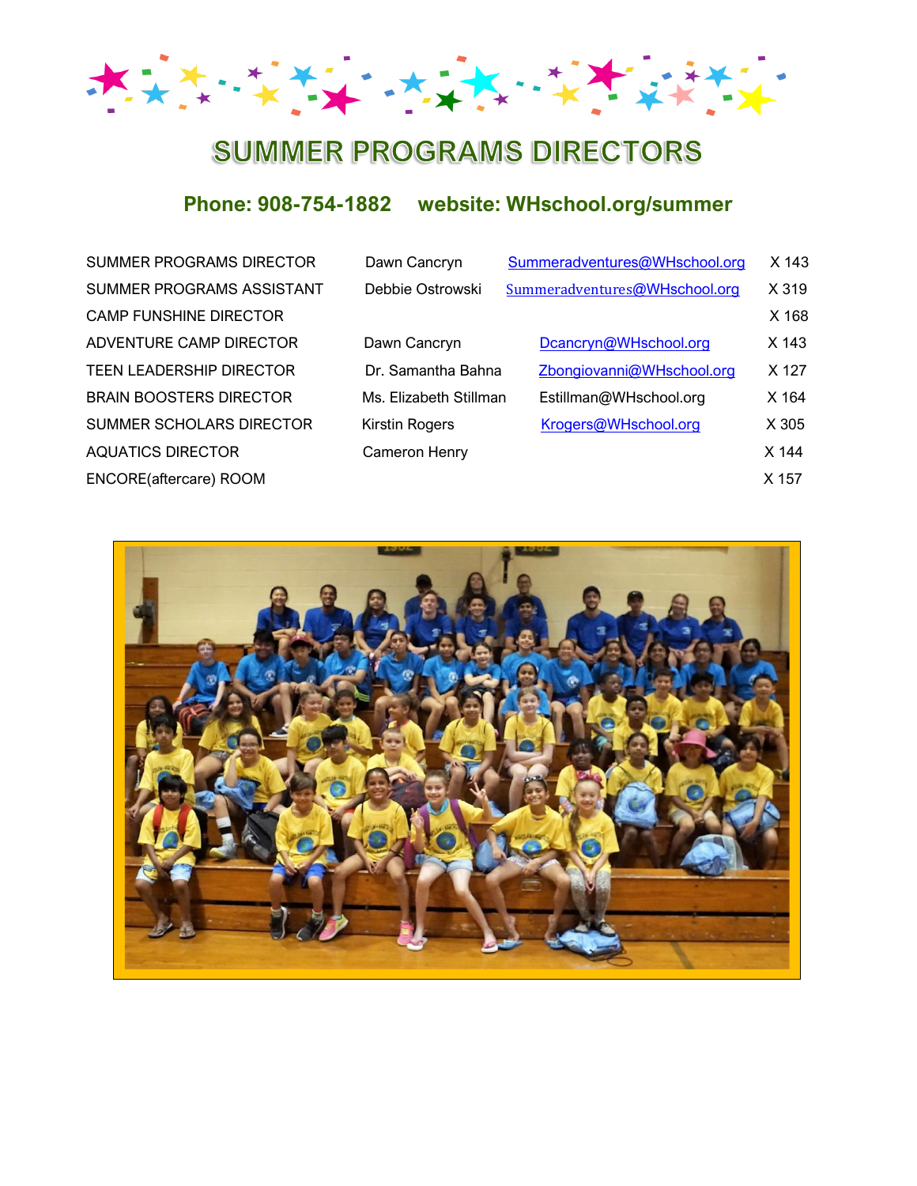# SUMMER PROGRAMS DIRECTORS

## Phone: 908-754-1882 website: WHschool.org/summer

| | | | |
|---|---|---|---|
| SUMMER PROGRAMS DIRECTOR | Dawn Cancryn | Summeradventures@WHschool.org | X 143 |
| SUMMER PROGRAMS ASSISTANT | Debbie Ostrowski | Summeradventures@WHschool.org | X 319 |
| CAMP FUNSHINE DIRECTOR | | | X 168 |
| ADVENTURE CAMP DIRECTOR | Dawn Cancryn | Dcancryn@WHschool.org | X 143 |
| TEEN LEADERSHIP DIRECTOR | Dr. Samantha Bahna | Zbongiovanni@WHschool.org | X 127 |
| BRAIN BOOSTERS DIRECTOR | Ms. Elizabeth Stillman | Estillman@WHschool.org | X 164 |
| SUMMER SCHOLARS DIRECTOR | Kirstin Rogers | Krogers@WHschool.org | X 305 |
| AQUATICS DIRECTOR | Cameron Henry | | X 144 |
| ENCORE(aftercare) ROOM | | | X 157 |